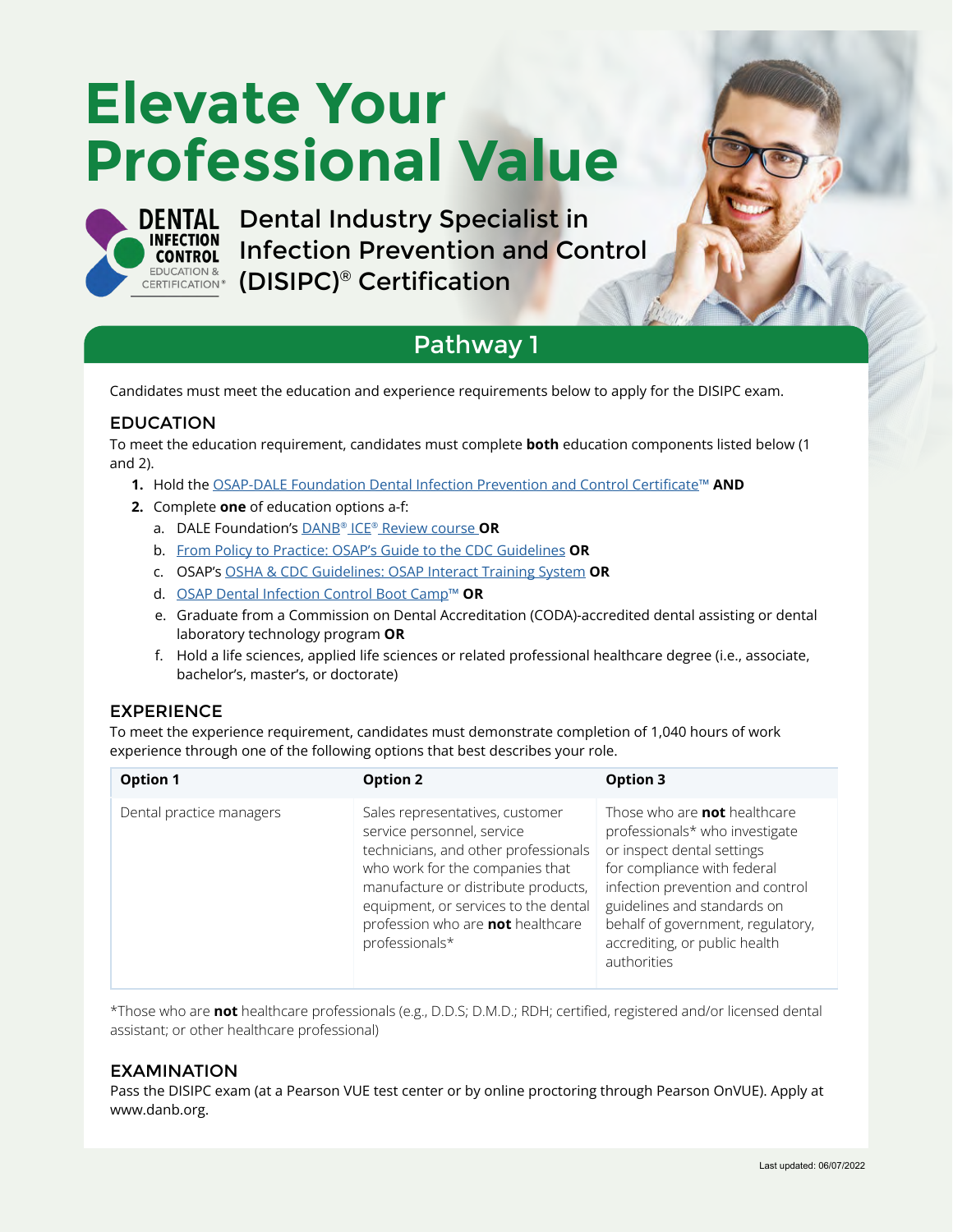# Elevate Your Professional Value

DENTAL INFECTION CONTROL EDUCATION & CERTIFICATION®

## Dental Industry Specialist in Infection Prevention and Control (DISIPC)® Certification

## Pathway 1

Candidates must meet the education and experience requirements below to apply for the DISIPC exam.

### EDUCATION

To meet the education requirement, candidates must complete **both** education components listed below (1 and 2).

1. Hold the OSAP-DALE Foundation Dental Infection Prevention and Control Certificate™ **AND**
2. Complete **one** of education options a-f:
   a. DALE Foundation's DANB® ICE® Review course **OR**
   b. From Policy to Practice: OSAP's Guide to the CDC Guidelines **OR**
   c. OSAP's OSHA & CDC Guidelines: OSAP Interact Training System **OR**
   d. OSAP Dental Infection Control Boot Camp™ **OR**
   e. Graduate from a Commission on Dental Accreditation (CODA)-accredited dental assisting or dental laboratory technology program **OR**
   f. Hold a life sciences, applied life sciences or related professional healthcare degree (i.e., associate, bachelor's, master's, or doctorate)

### EXPERIENCE

To meet the experience requirement, candidates must demonstrate completion of 1,040 hours of work experience through one of the following options that best describes your role.

| Option 1 | Option 2 | Option 3 |
|---|---|---|
| Dental practice managers | Sales representatives, customer service personnel, service technicians, and other professionals who work for the companies that manufacture or distribute products, equipment, or services to the dental profession who are **not** healthcare professionals* | Those who are **not** healthcare professionals* who investigate or inspect dental settings for compliance with federal infection prevention and control guidelines and standards on behalf of government, regulatory, accrediting, or public health authorities |

*Those who are **not** healthcare professionals (e.g., D.D.S; D.M.D.; RDH; certified, registered and/or licensed dental assistant; or other healthcare professional)

### EXAMINATION

Pass the DISIPC exam (at a Pearson VUE test center or by online proctoring through Pearson OnVUE). Apply at www.danb.org.

Last updated: 06/07/2022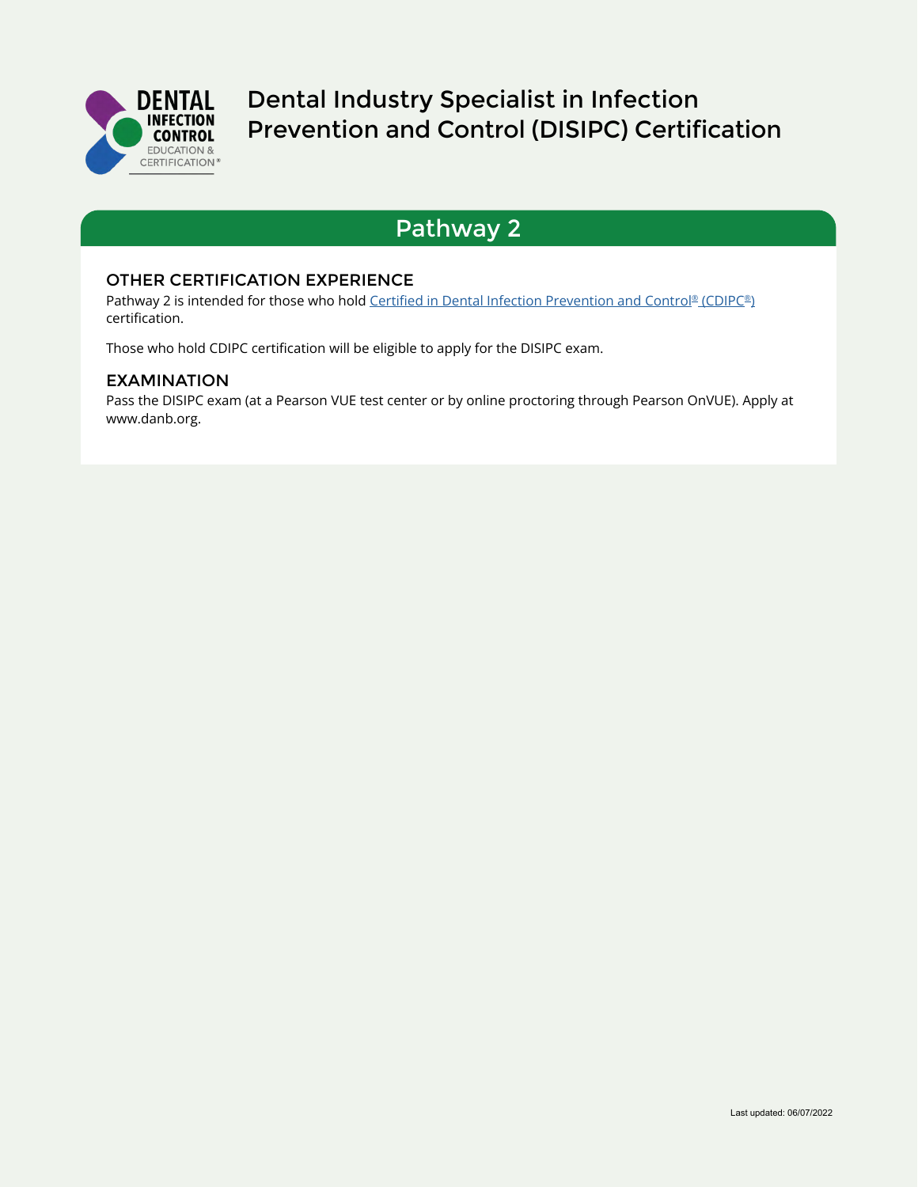# Dental Industry Specialist in Infection Prevention and Control (DISIPC) Certification

## Pathway 2

### OTHER CERTIFICATION EXPERIENCE

Pathway 2 is intended for those who hold Certified in Dental Infection Prevention and Control® (CDIPC®) certification.

Those who hold CDIPC certification will be eligible to apply for the DISIPC exam.

### EXAMINATION

Pass the DISIPC exam (at a Pearson VUE test center or by online proctoring through Pearson OnVUE). Apply at www.danb.org.

Last updated: 06/07/2022